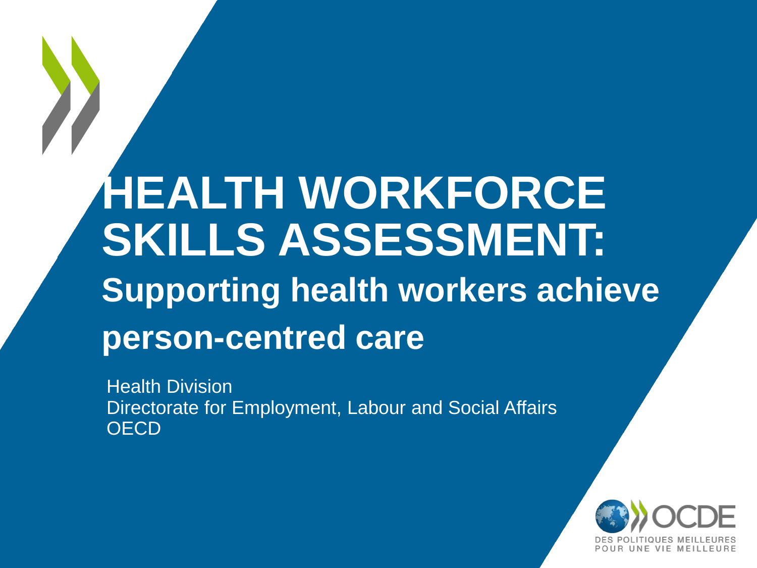# HEALTH WORKFORCE SKILLS ASSESSMENT:

## Supporting health workers achieve person-centred care

Health Division
Directorate for Employment, Labour and Social Affairs
OECD

OCDE
DES POLITIQUES MEILLEURES POUR UNE VIE MEILLEURE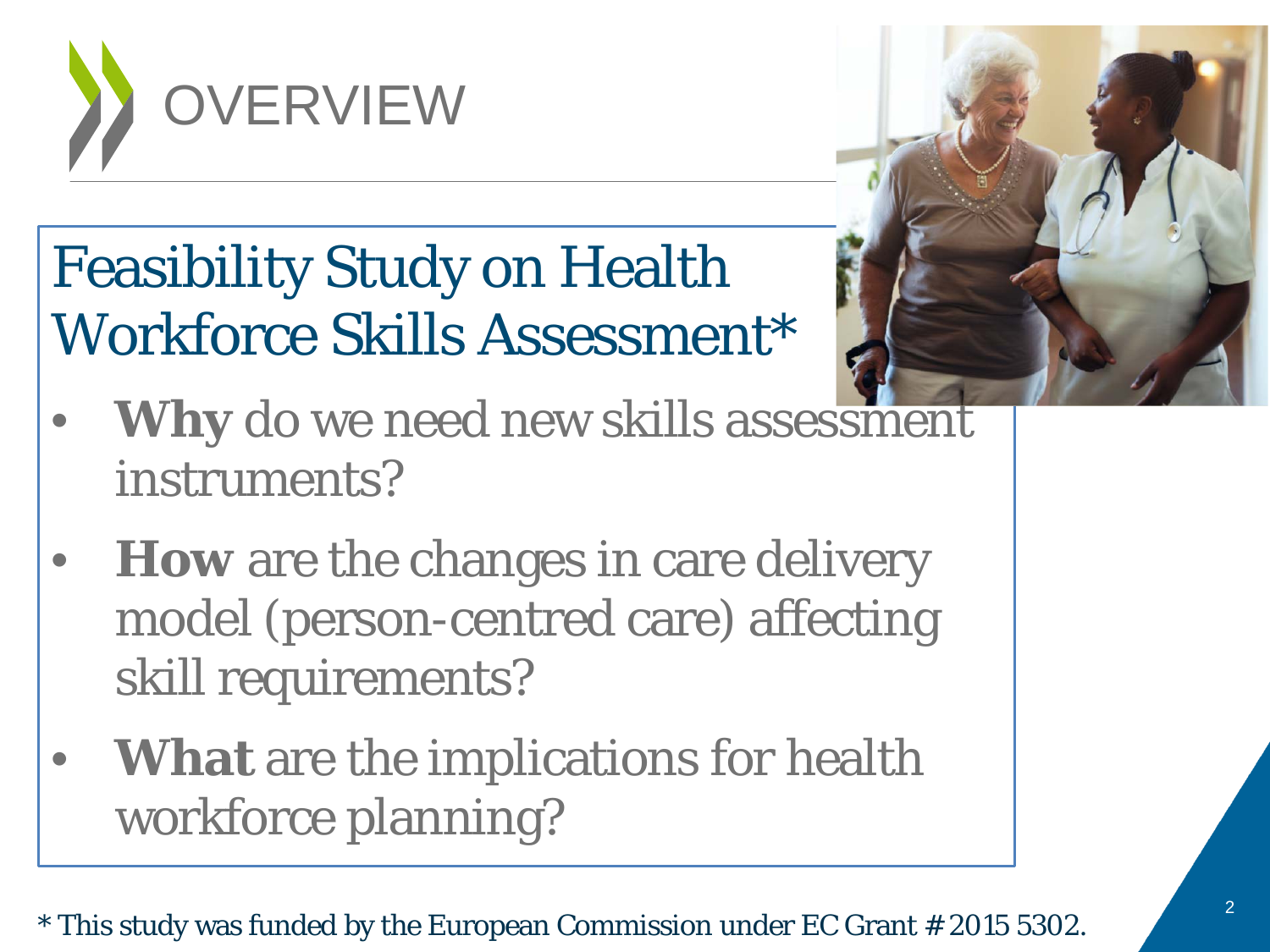# OVERVIEW

## Feasibility Study on Health Workforce Skills Assessment*

- **Why** do we need new skills assessment instruments?
- **How** are the changes in care delivery model (person-centred care) affecting skill requirements?
- **What** are the implications for health workforce planning?

* This study was funded by the European Commission under EC Grant # 2015 5302.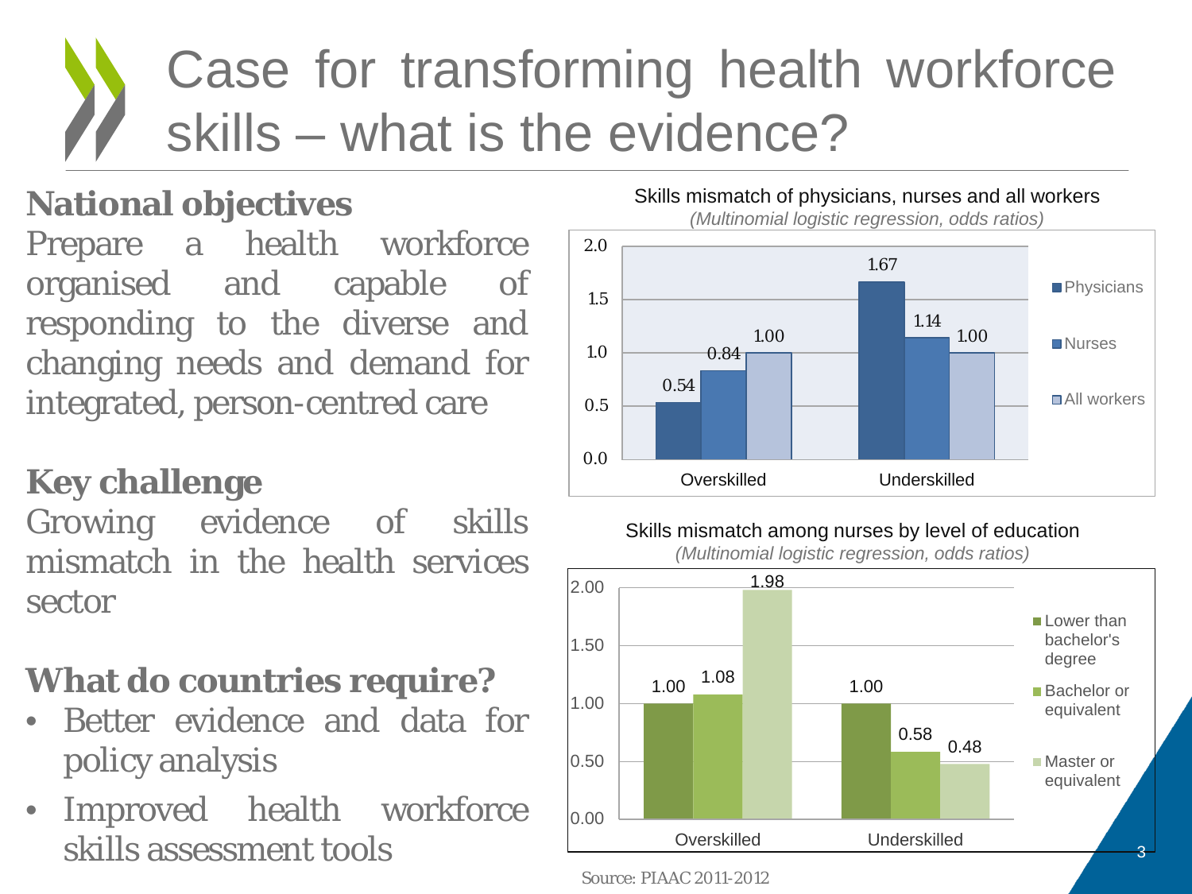# Case for transforming health workforce skills – what is the evidence?

**National objectives**

Prepare a health workforce organised and capable of responding to the diverse and changing needs and demand for integrated, person-centred care

**Key challenge**

Growing evidence of skills mismatch in the health services sector

**What do countries require?**

- Better evidence and data for policy analysis
- Improved health workforce skills assessment tools

Skills mismatch of physicians, nurses and all workers
*(Multinomial logistic regression, odds ratios)*

| | Physicians | Nurses | All workers |
|---|---|---|---|
| Overskilled | 0.54 | 0.84 | 1.00 |
| Underskilled | 1.67 | 1.14 | 1.00 |

Skills mismatch among nurses by level of education
*(Multinomial logistic regression, odds ratios)*

| | Lower than bachelor's degree | Bachelor or equivalent | Master or equivalent |
|---|---|---|---|
| Overskilled | 1.00 | 1.08 | 1.98 |
| Underskilled | 1.00 | 0.58 | 0.48 |

Source: PIAAC 2011-2012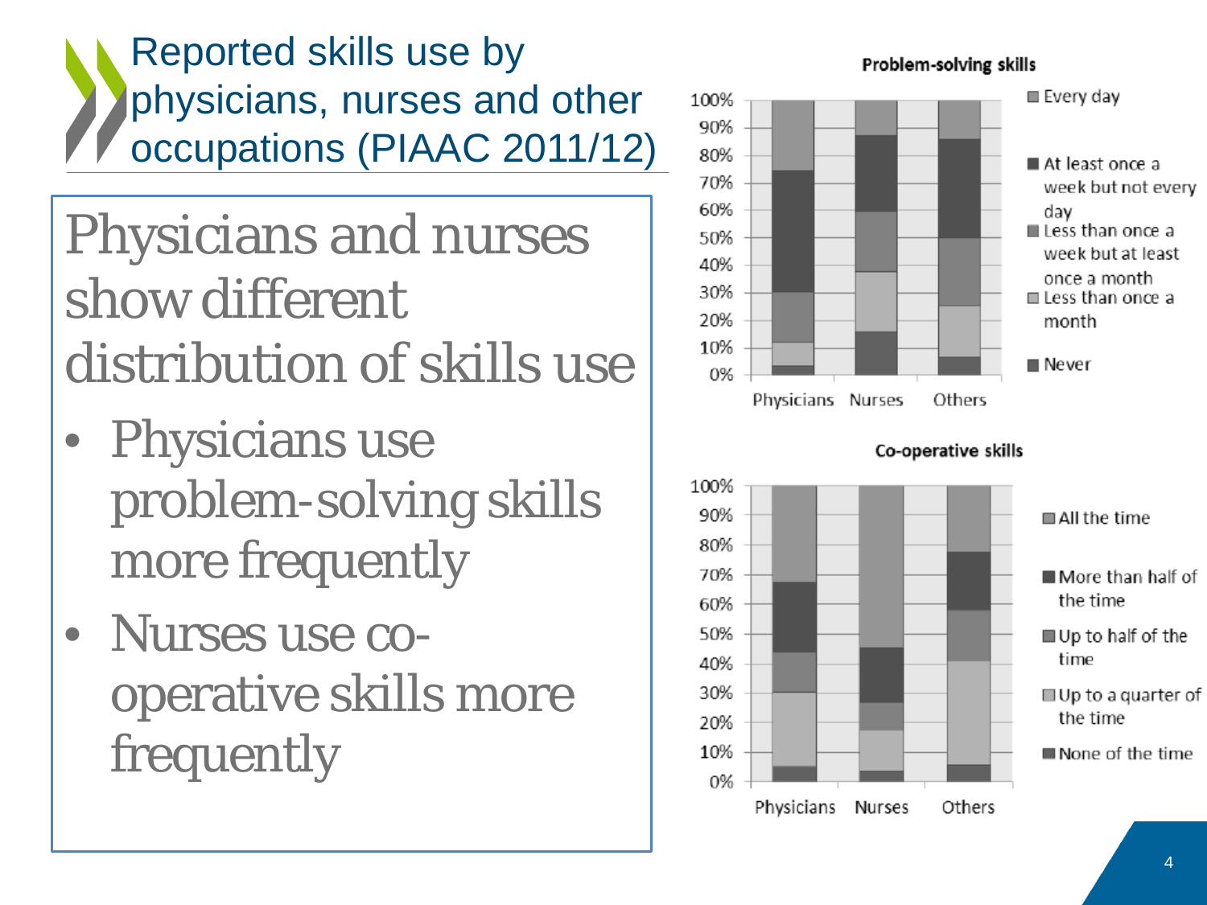# Reported skills use by physicians, nurses and other occupations (PIAAC 2011/12)

## Physicians and nurses show different distribution of skills use

- Physicians use problem-solving skills more frequently
- Nurses use co-operative skills more frequently

**Problem-solving skills**

Legend: Every day; At least once a week but not every day; Less than once a week but at least once a month; Less than once a month; Never

Categories: Physicians, Nurses, Others

**Co-operative skills**

Legend: All the time; More than half of the time; Up to half of the time; Up to a quarter of the time; None of the time

Categories: Physicians, Nurses, Others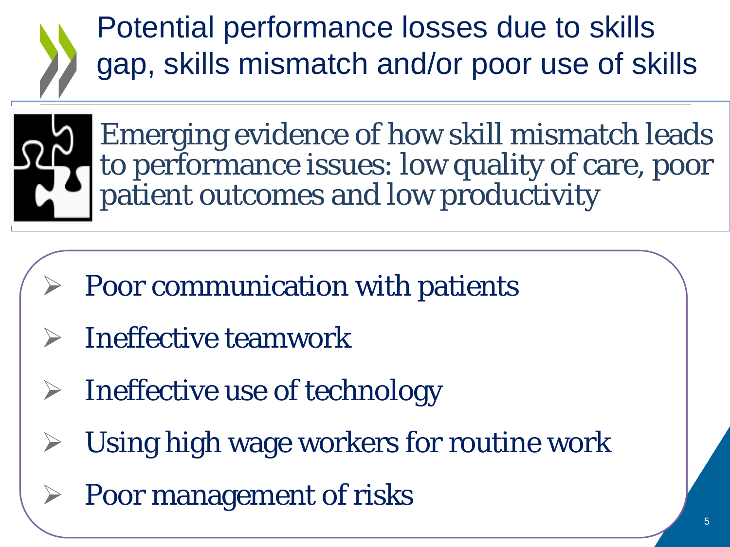# Potential performance losses due to skills gap, skills mismatch and/or poor use of skills

Emerging evidence of how skill mismatch leads to performance issues: low quality of care, poor patient outcomes and low productivity

- Poor communication with patients
- Ineffective teamwork
- Ineffective use of technology
- Using high wage workers for routine work
- Poor management of risks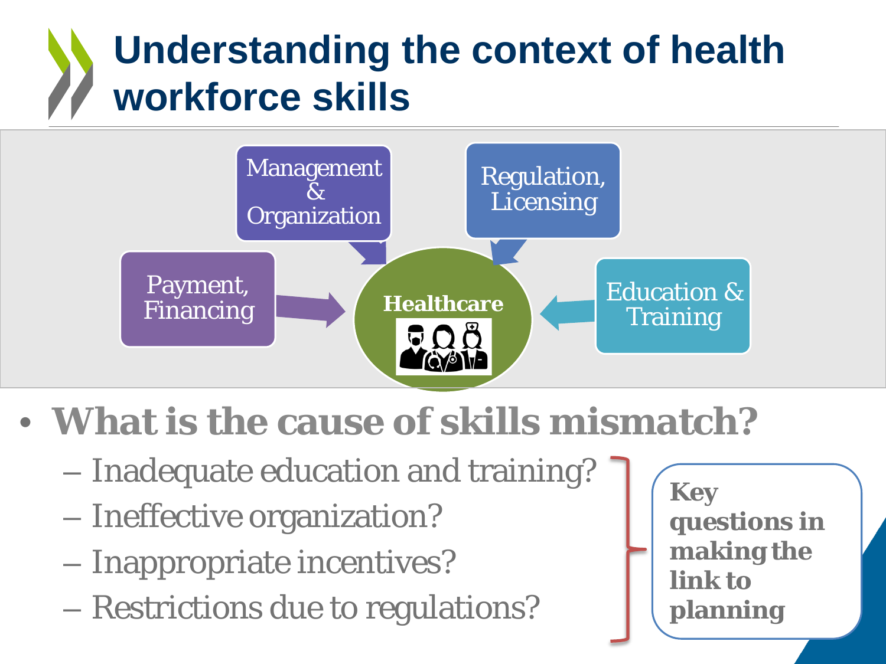# Understanding the context of health workforce skills

Management & Organization

Regulation, Licensing

Payment, Financing

Healthcare

Education & Training

- **What is the cause of skills mismatch?**
  - Inadequate education and training?
  - Ineffective organization?
  - Inappropriate incentives?
  - Restrictions due to regulations?

**Key questions in making the link to planning**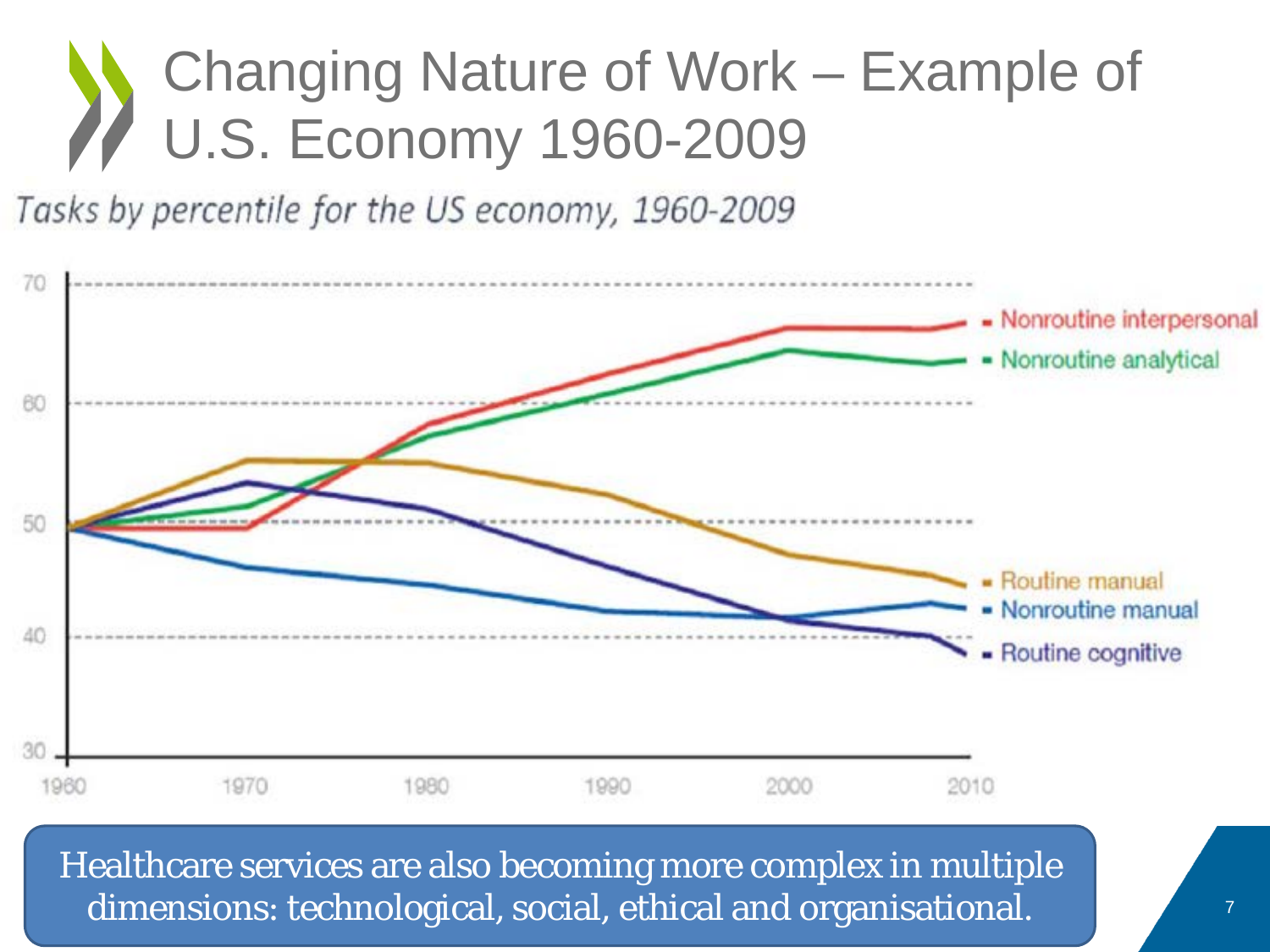# Changing Nature of Work – Example of U.S. Economy 1960-2009

*Tasks by percentile for the US economy, 1960-2009*

Healthcare services are also becoming more complex in multiple dimensions: technological, social, ethical and organisational.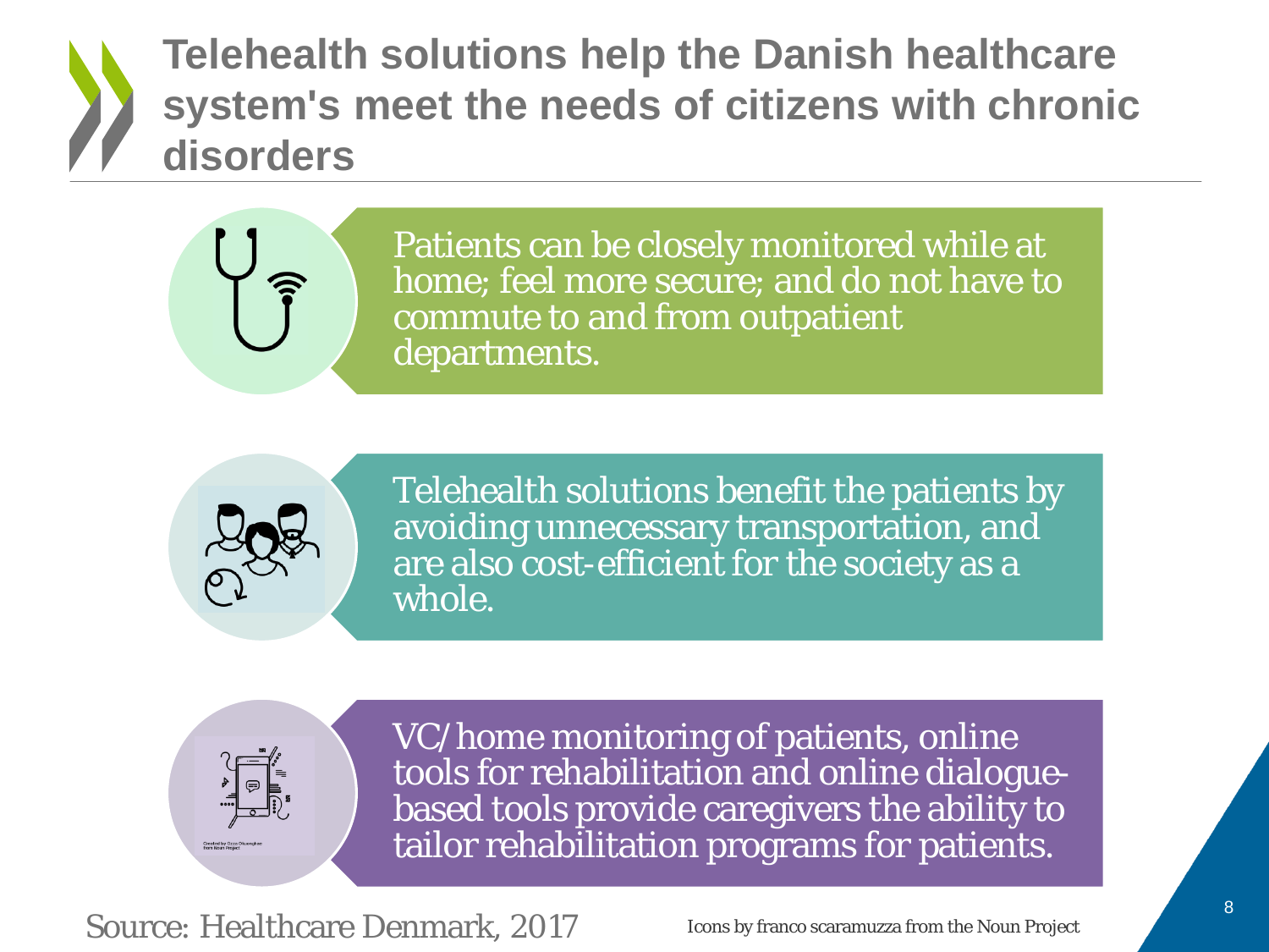# Telehealth solutions help the Danish healthcare system's meet the needs of citizens with chronic disorders

Patients can be closely monitored while at home; feel more secure; and do not have to commute to and from outpatient departments.

Telehealth solutions benefit the patients by avoiding unnecessary transportation, and are also cost-efficient for the society as a whole.

VC/home monitoring of patients, online tools for rehabilitation and online dialogue-based tools provide caregivers the ability to tailor rehabilitation programs for patients.

Source: Healthcare Denmark, 2017

Icons by franco scaramuzza from the Noun Project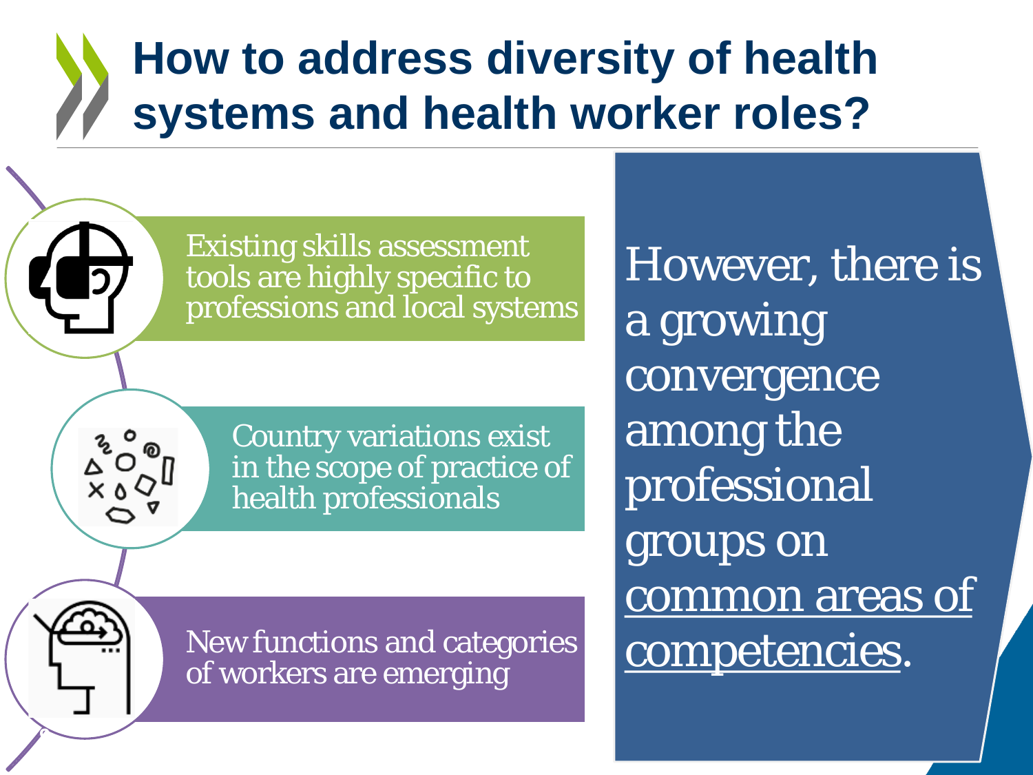# How to address diversity of health systems and health worker roles?

- Existing skills assessment tools are highly specific to professions and local systems
- Country variations exist in the scope of practice of health professionals
- New functions and categories of workers are emerging

However, there is a growing convergence among the professional groups on common areas of competencies.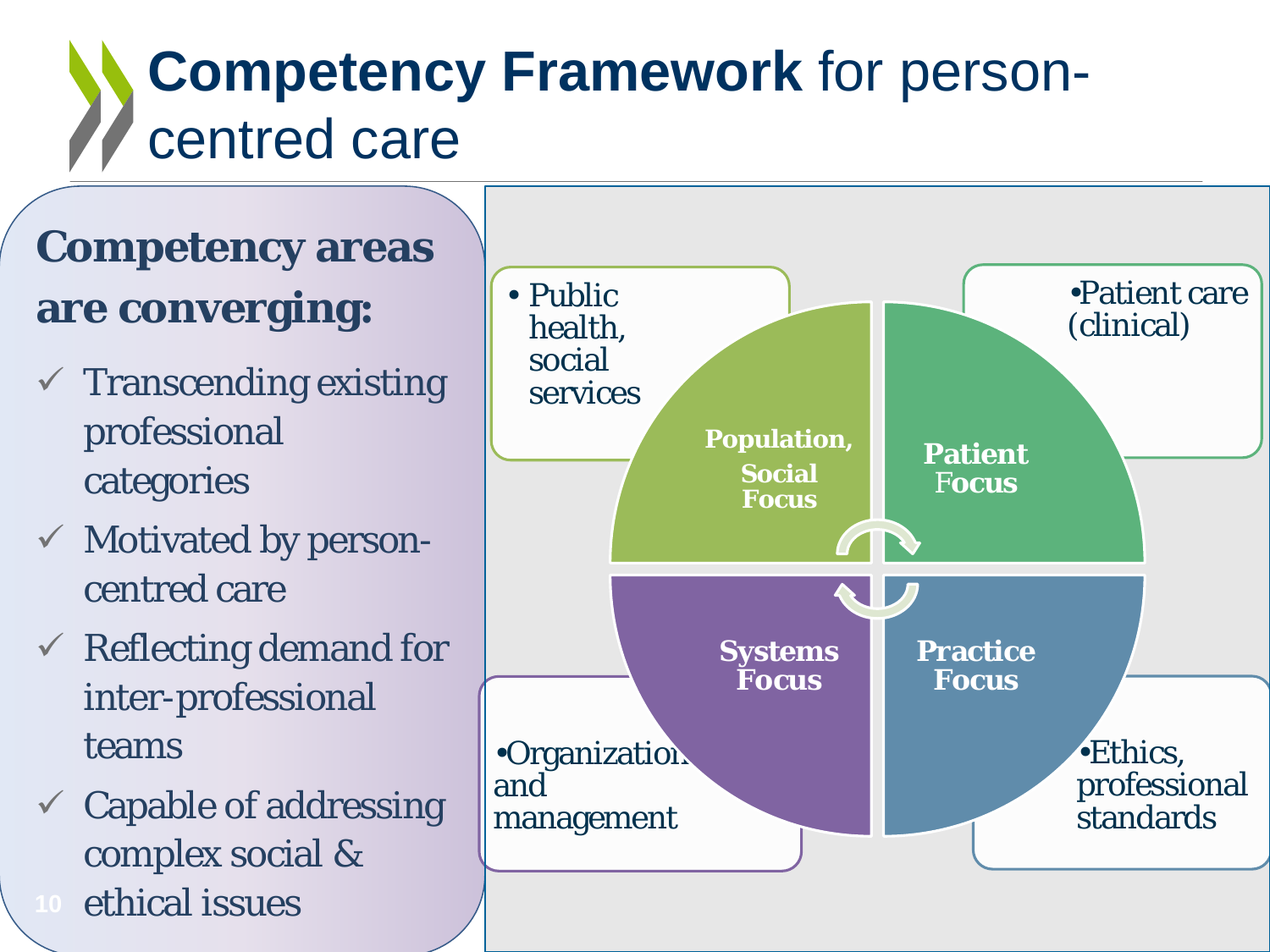# **Competency Framework** for person-centred care

## Competency areas are converging:

- ✓ Transcending existing professional categories
- ✓ Motivated by person-centred care
- ✓ Reflecting demand for inter-professional teams
- ✓ Capable of addressing complex social & ethical issues

**Population, Social Focus**
- Public health, social services

**Patient Focus**
- Patient care (clinical)

**Systems Focus**
- Organization and management

**Practice Focus**
- Ethics, professional standards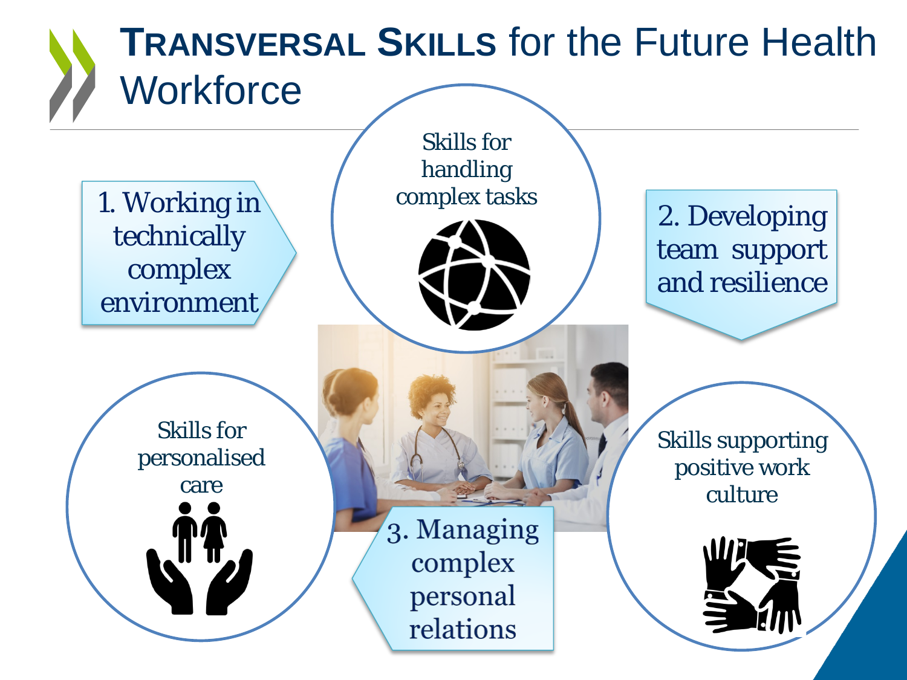# TRANSVERSAL SKILLS for the Future Health Workforce

1. Working in technically complex environment

Skills for handling complex tasks

2. Developing team support and resilience

Skills for personalised care

Skills supporting positive work culture

3. Managing complex personal relations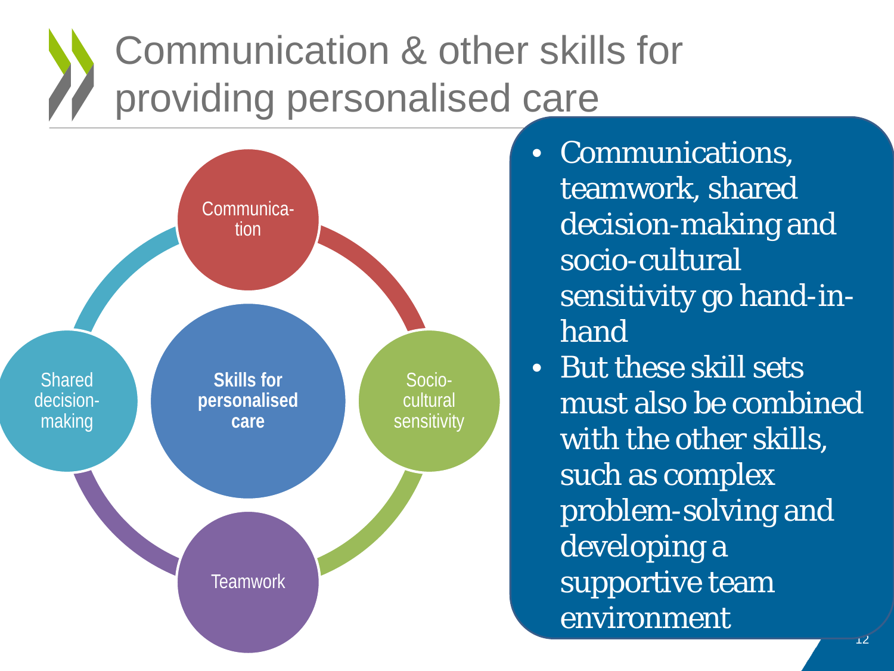# Communication & other skills for providing personalised care

**Skills for personalised care**

- Communication
- Socio-cultural sensitivity
- Teamwork
- Shared decision-making

- Communications, teamwork, shared decision-making and socio-cultural sensitivity go hand-in-hand
- But these skill sets must also be combined with the other skills, such as complex problem-solving and developing a supportive team environment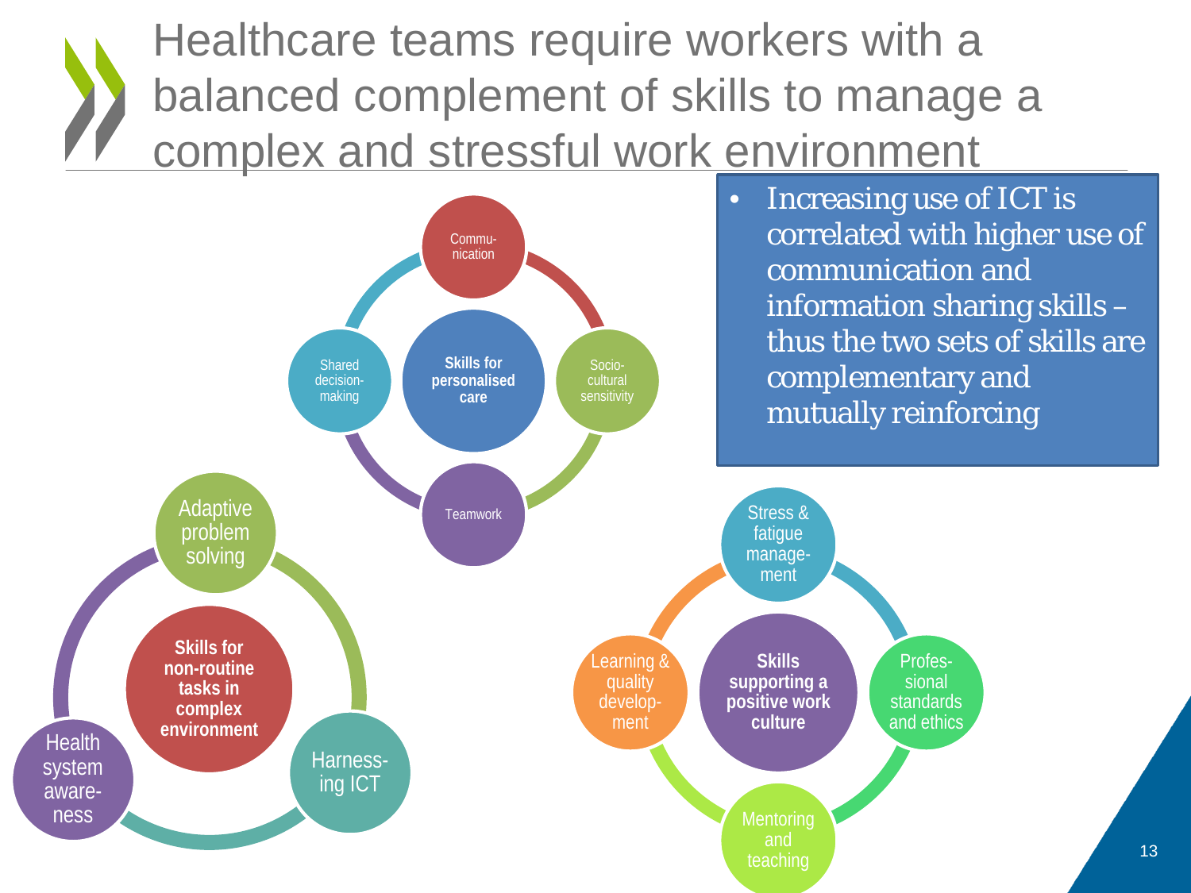# Healthcare teams require workers with a balanced complement of skills to manage a complex and stressful work environment

- Increasing use of ICT is correlated with higher use of communication and information sharing skills – thus the two sets of skills are complementary and mutually reinforcing

**Skills for personalised care**
- Communication
- Socio-cultural sensitivity
- Teamwork
- Shared decision-making

**Skills for non-routine tasks in complex environment**
- Adaptive problem solving
- Harnessing ICT
- Health system awareness

**Skills supporting a positive work culture**
- Stress & fatigue management
- Professional standards and ethics
- Mentoring and teaching
- Learning & quality development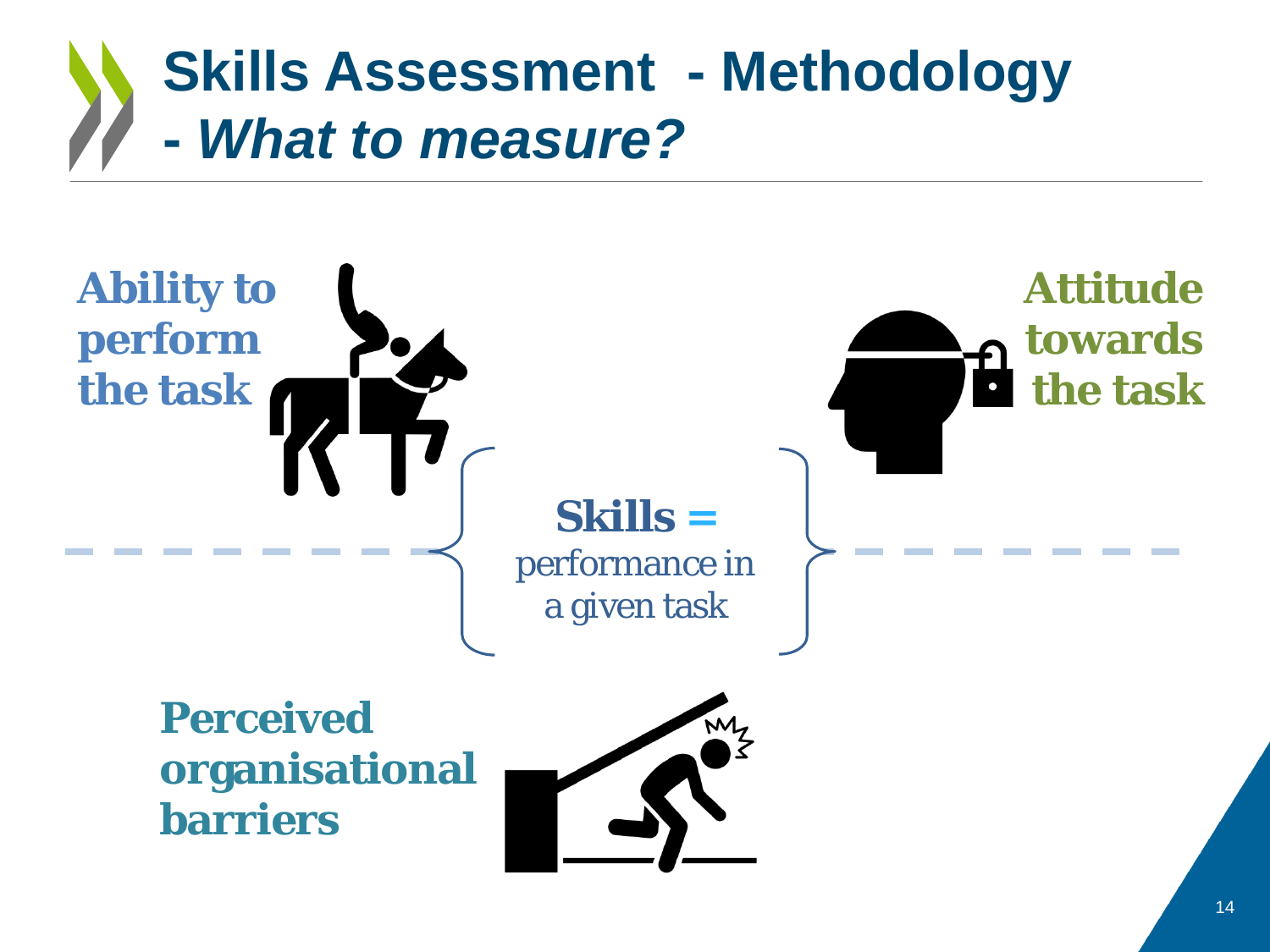# Skills Assessment - Methodology
## - *What to measure?*

**Ability to perform the task**

**Attitude towards the task**

**Skills =** performance in a given task

**Perceived organisational barriers**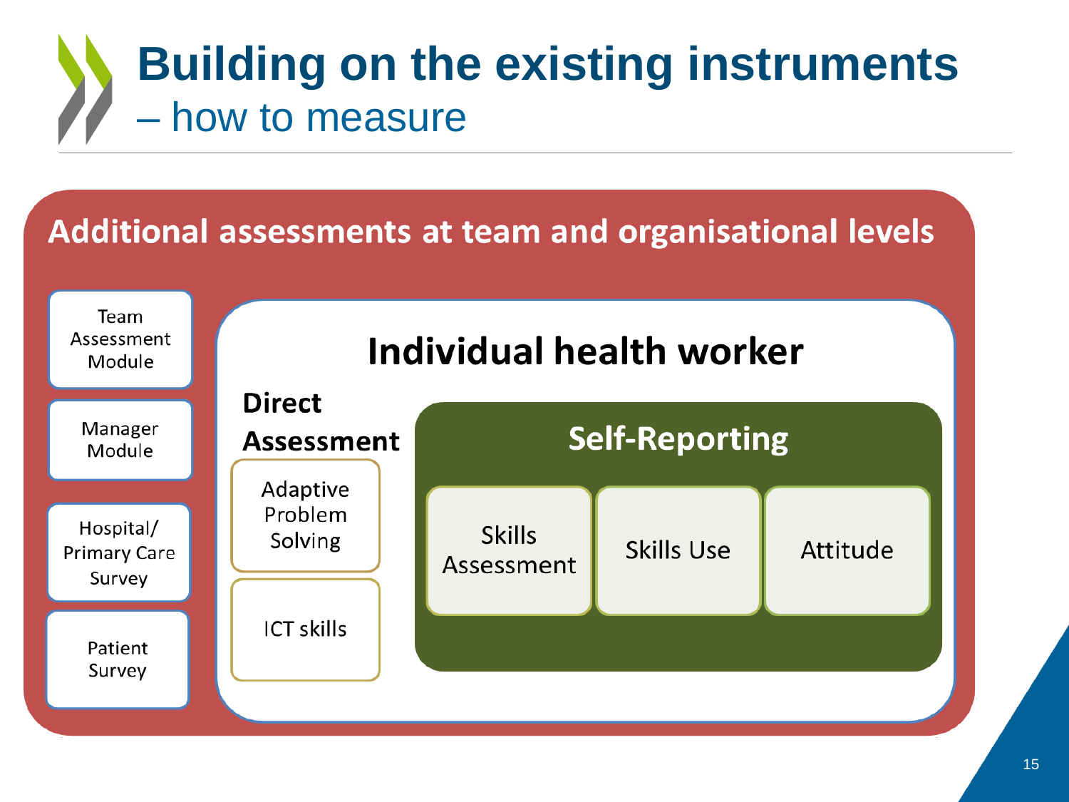# Building on the existing instruments

## – how to measure

### Additional assessments at team and organisational levels

- Team Assessment Module
- Manager Module
- Hospital/ Primary Care Survey
- Patient Survey

#### Individual health worker

**Direct Assessment**

- Adaptive Problem Solving
- ICT skills

**Self-Reporting**

- Skills Assessment
- Skills Use
- Attitude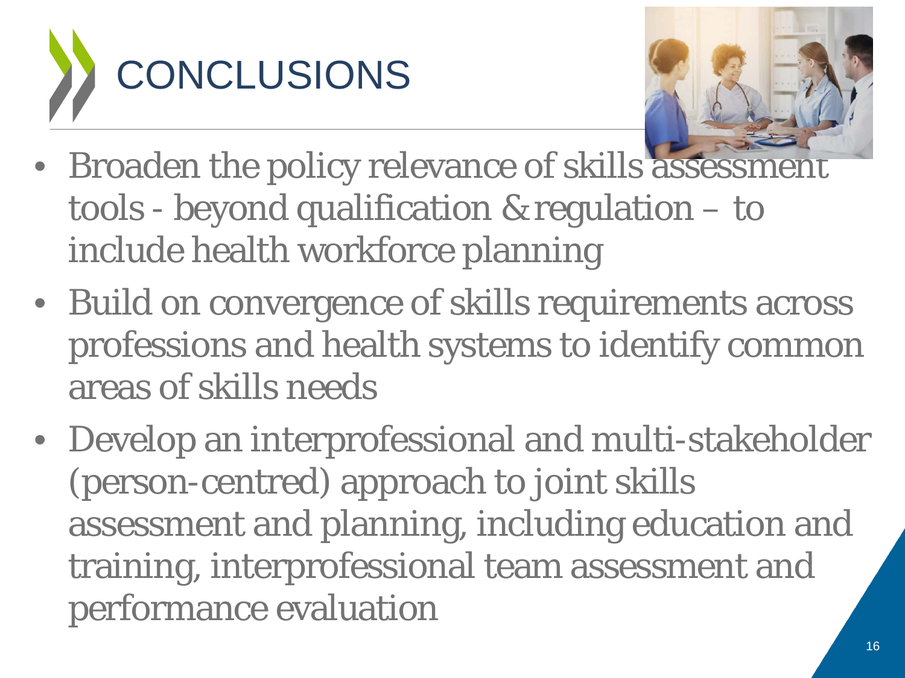# CONCLUSIONS

- Broaden the policy relevance of skills assessment tools - beyond qualification & regulation – to include health workforce planning
- Build on convergence of skills requirements across professions and health systems to identify common areas of skills needs
- Develop an interprofessional and multi-stakeholder (person-centred) approach to joint skills assessment and planning, including education and training, interprofessional team assessment and performance evaluation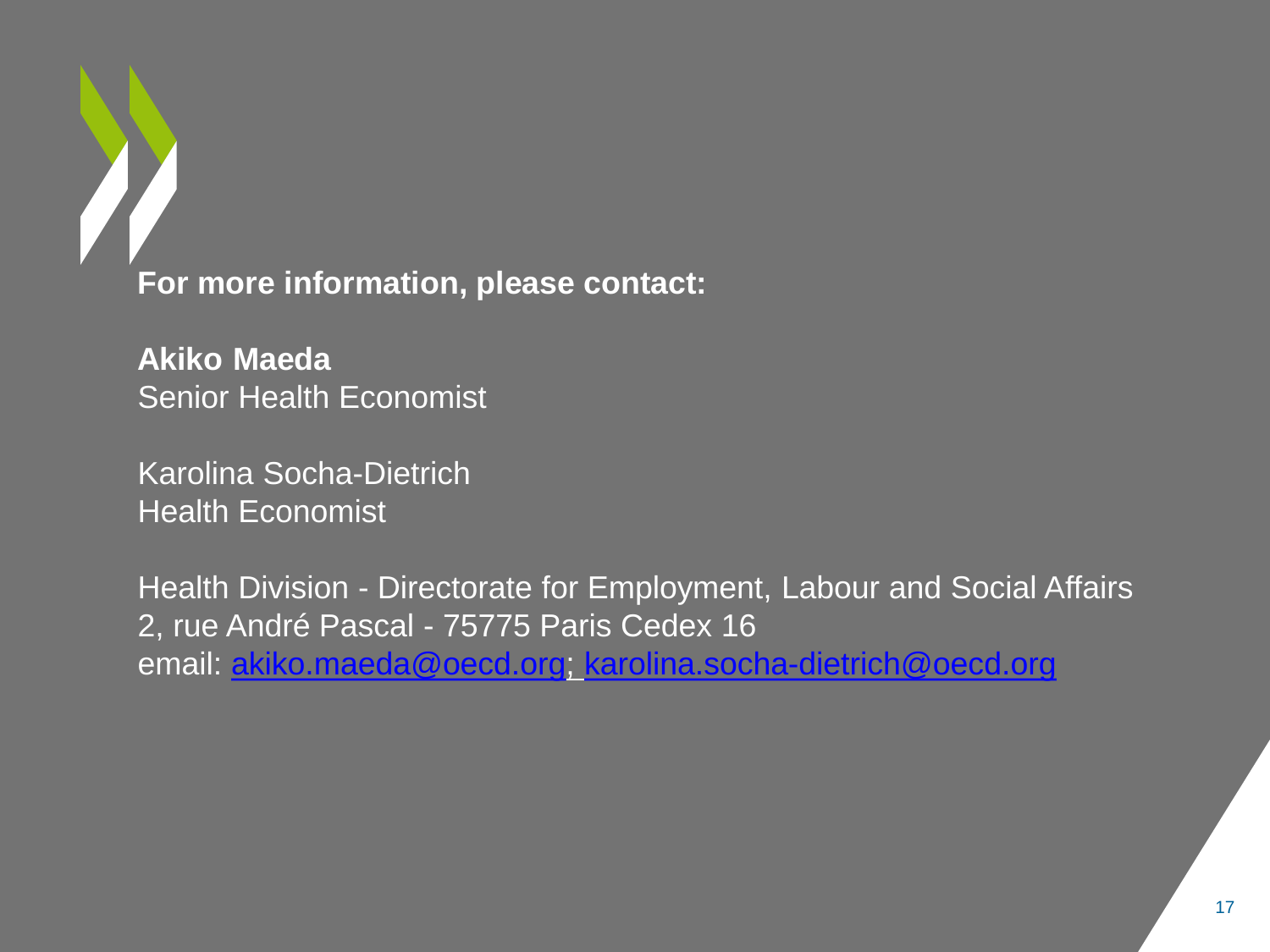**For more information, please contact:**

**Akiko Maeda**
Senior Health Economist

Karolina Socha-Dietrich
Health Economist

Health Division - Directorate for Employment, Labour and Social Affairs
2, rue André Pascal - 75775 Paris Cedex 16
email: akiko.maeda@oecd.org; karolina.socha-dietrich@oecd.org